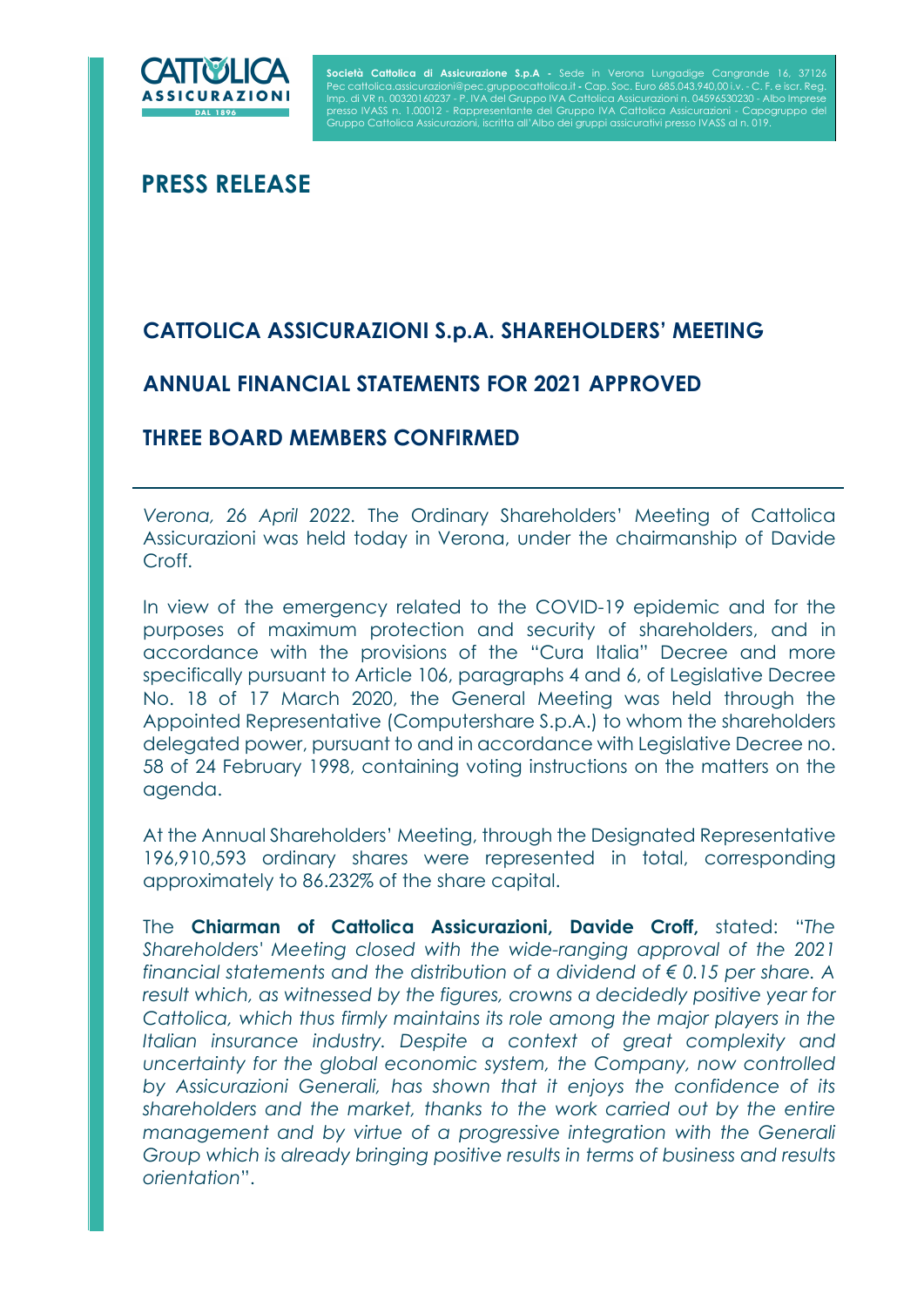**Società Cattolica di Assicurazione S.p.A** - Sede in Verona Lungadige Cangrande 16, 37126 Pec cattolica.assicurazioni@pec.gruppocattolica.it - Cap. Soc. Euro 685.043.940,00 i.v. - C. F. e iscr. Reg. Imp. di VR n. 00320160237 - P. IVA del Gruppo IVA Cattolica Assicurazioni n. 04596530230 - Albo Imprese presso IVASS n. 1.00012 - Rappresentante del Gruppo IVA Cattolica Assicurazioni - Capogruppo del Gruppo Cattolica Assicurazioni, iscritta all'Albo dei gruppi assicurativi presso IVASS al n. 019.

# PRESS RELEASE

## CATTOLICA ASSICURAZIONI S.p.A. SHAREHOLDERS' MEETING

## ANNUAL FINANCIAL STATEMENTS FOR 2021 APPROVED

## THREE BOARD MEMBERS CONFIRMED

---

*Verona, 26 April 2022*. The Ordinary Shareholders' Meeting of Cattolica Assicurazioni was held today in Verona, under the chairmanship of Davide Croff.

In view of the emergency related to the COVID-19 epidemic and for the purposes of maximum protection and security of shareholders, and in accordance with the provisions of the "Cura Italia" Decree and more specifically pursuant to Article 106, paragraphs 4 and 6, of Legislative Decree No. 18 of 17 March 2020, the General Meeting was held through the Appointed Representative (Computershare S.p.A.) to whom the shareholders delegated power, pursuant to and in accordance with Legislative Decree no. 58 of 24 February 1998, containing voting instructions on the matters on the agenda.

At the Annual Shareholders' Meeting, through the Designated Representative 196,910,593 ordinary shares were represented in total, corresponding approximately to 86.232% of the share capital.

The **Chairman of Cattolica Assicurazioni, Davide Croff,** stated: "*The Shareholders' Meeting closed with the wide-ranging approval of the 2021 financial statements and the distribution of a dividend of € 0.15 per share. A result which, as witnessed by the figures, crowns a decidedly positive year for Cattolica, which thus firmly maintains its role among the major players in the Italian insurance industry. Despite a context of great complexity and uncertainty for the global economic system, the Company, now controlled by Assicurazioni Generali, has shown that it enjoys the confidence of its shareholders and the market, thanks to the work carried out by the entire management and by virtue of a progressive integration with the Generali Group which is already bringing positive results in terms of business and results orientation*".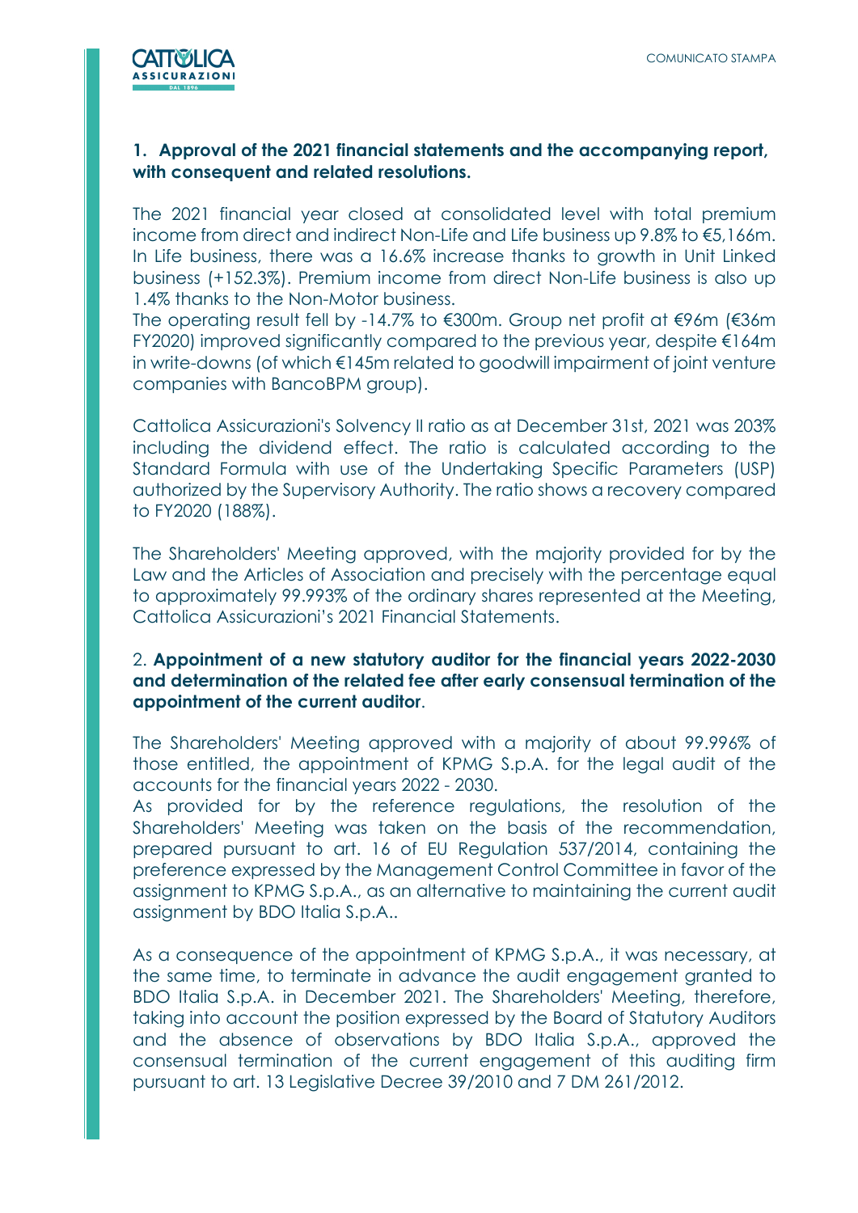## 1. Approval of the 2021 financial statements and the accompanying report, with consequent and related resolutions.

The 2021 financial year closed at consolidated level with total premium income from direct and indirect Non-Life and Life business up 9.8% to €5,166m. In Life business, there was a 16.6% increase thanks to growth in Unit Linked business (+152.3%). Premium income from direct Non-Life business is also up 1.4% thanks to the Non-Motor business.
The operating result fell by -14.7% to €300m. Group net profit at €96m (€36m FY2020) improved significantly compared to the previous year, despite €164m in write-downs (of which €145m related to goodwill impairment of joint venture companies with BancoBPM group).

Cattolica Assicurazioni's Solvency II ratio as at December 31st, 2021 was 203% including the dividend effect. The ratio is calculated according to the Standard Formula with use of the Undertaking Specific Parameters (USP) authorized by the Supervisory Authority. The ratio shows a recovery compared to FY2020 (188%).

The Shareholders' Meeting approved, with the majority provided for by the Law and the Articles of Association and precisely with the percentage equal to approximately 99.993% of the ordinary shares represented at the Meeting, Cattolica Assicurazioni's 2021 Financial Statements.

## 2. Appointment of a new statutory auditor for the financial years 2022-2030 and determination of the related fee after early consensual termination of the appointment of the current auditor.

The Shareholders' Meeting approved with a majority of about 99.996% of those entitled, the appointment of KPMG S.p.A. for the legal audit of the accounts for the financial years 2022 - 2030.
As provided for by the reference regulations, the resolution of the Shareholders' Meeting was taken on the basis of the recommendation, prepared pursuant to art. 16 of EU Regulation 537/2014, containing the preference expressed by the Management Control Committee in favor of the assignment to KPMG S.p.A., as an alternative to maintaining the current audit assignment by BDO Italia S.p.A..

As a consequence of the appointment of KPMG S.p.A., it was necessary, at the same time, to terminate in advance the audit engagement granted to BDO Italia S.p.A. in December 2021. The Shareholders' Meeting, therefore, taking into account the position expressed by the Board of Statutory Auditors and the absence of observations by BDO Italia S.p.A., approved the consensual termination of the current engagement of this auditing firm pursuant to art. 13 Legislative Decree 39/2010 and 7 DM 261/2012.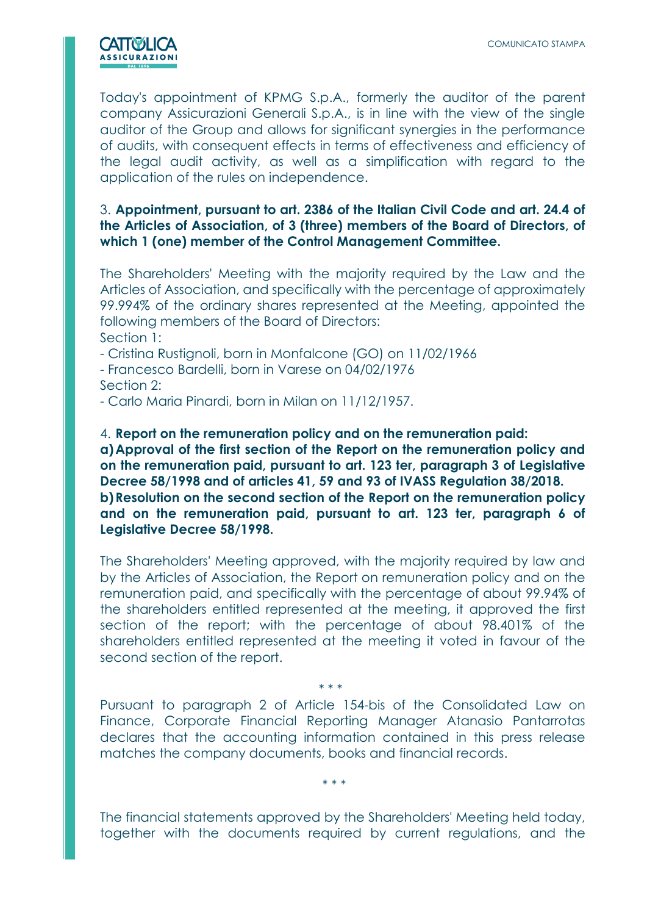Today's appointment of KPMG S.p.A., formerly the auditor of the parent company Assicurazioni Generali S.p.A., is in line with the view of the single auditor of the Group and allows for significant synergies in the performance of audits, with consequent effects in terms of effectiveness and efficiency of the legal audit activity, as well as a simplification with regard to the application of the rules on independence.

3. **Appointment, pursuant to art. 2386 of the Italian Civil Code and art. 24.4 of the Articles of Association, of 3 (three) members of the Board of Directors, of which 1 (one) member of the Control Management Committee.**

The Shareholders' Meeting with the majority required by the Law and the Articles of Association, and specifically with the percentage of approximately 99.994% of the ordinary shares represented at the Meeting, appointed the following members of the Board of Directors:
Section 1:
- Cristina Rustignoli, born in Monfalcone (GO) on 11/02/1966
- Francesco Bardelli, born in Varese on 04/02/1976

Section 2:
- Carlo Maria Pinardi, born in Milan on 11/12/1957.

4. **Report on the remuneration policy and on the remuneration paid:**
**a) Approval of the first section of the Report on the remuneration policy and on the remuneration paid, pursuant to art. 123 ter, paragraph 3 of Legislative Decree 58/1998 and of articles 41, 59 and 93 of IVASS Regulation 38/2018.**
**b) Resolution on the second section of the Report on the remuneration policy and on the remuneration paid, pursuant to art. 123 ter, paragraph 6 of Legislative Decree 58/1998.**

The Shareholders' Meeting approved, with the majority required by law and by the Articles of Association, the Report on remuneration policy and on the remuneration paid, and specifically with the percentage of about 99.94% of the shareholders entitled represented at the meeting, it approved the first section of the report; with the percentage of about 98.401% of the shareholders entitled represented at the meeting it voted in favour of the second section of the report.

\* \* \*

Pursuant to paragraph 2 of Article 154-bis of the Consolidated Law on Finance, Corporate Financial Reporting Manager Atanasio Pantarrotas declares that the accounting information contained in this press release matches the company documents, books and financial records.

\* \* \*

The financial statements approved by the Shareholders' Meeting held today, together with the documents required by current regulations, and the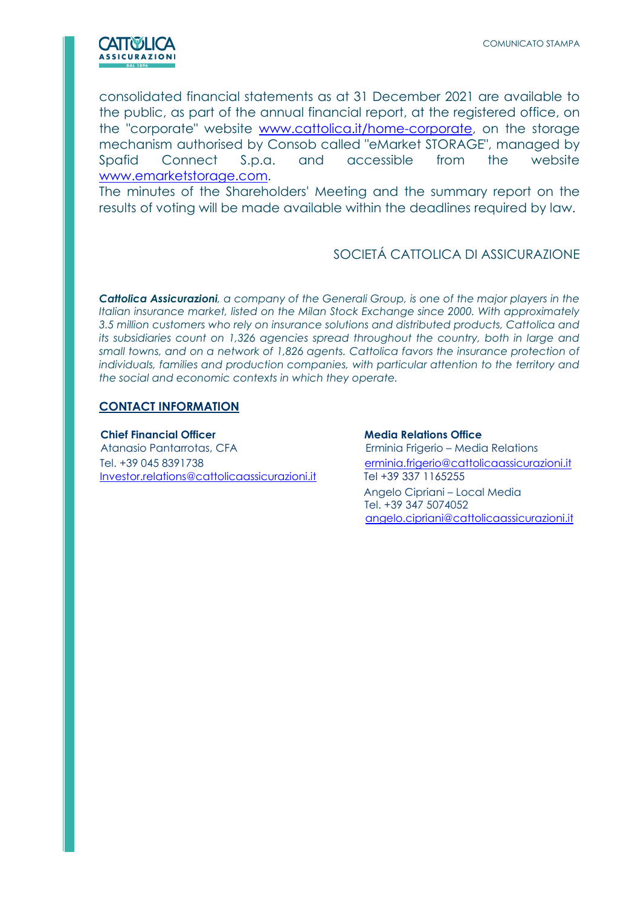consolidated financial statements as at 31 December 2021 are available to the public, as part of the annual financial report, at the registered office, on the "corporate" website www.cattolica.it/home-corporate, on the storage mechanism authorised by Consob called "eMarket STORAGE", managed by Spafid Connect S.p.a. and accessible from the website www.emarketstorage.com.

The minutes of the Shareholders' Meeting and the summary report on the results of voting will be made available within the deadlines required by law.

SOCIETÁ CATTOLICA DI ASSICURAZIONE

***Cattolica Assicurazioni****, a company of the Generali Group, is one of the major players in the Italian insurance market, listed on the Milan Stock Exchange since 2000. With approximately 3.5 million customers who rely on insurance solutions and distributed products, Cattolica and its subsidiaries count on 1,326 agencies spread throughout the country, both in large and small towns, and on a network of 1,826 agents. Cattolica favors the insurance protection of individuals, families and production companies, with particular attention to the territory and the social and economic contexts in which they operate.*

**CONTACT INFORMATION**

**Chief Financial Officer**
Atanasio Pantarrotas, CFA
Tel. +39 045 8391738
Investor.relations@cattolicaassicurazioni.it

**Media Relations Office**
Erminia Frigerio – Media Relations
erminia.frigerio@cattolicaassicurazioni.it
Tel +39 337 1165255

Angelo Cipriani – Local Media
Tel. +39 347 5074052
angelo.cipriani@cattolicaassicurazioni.it